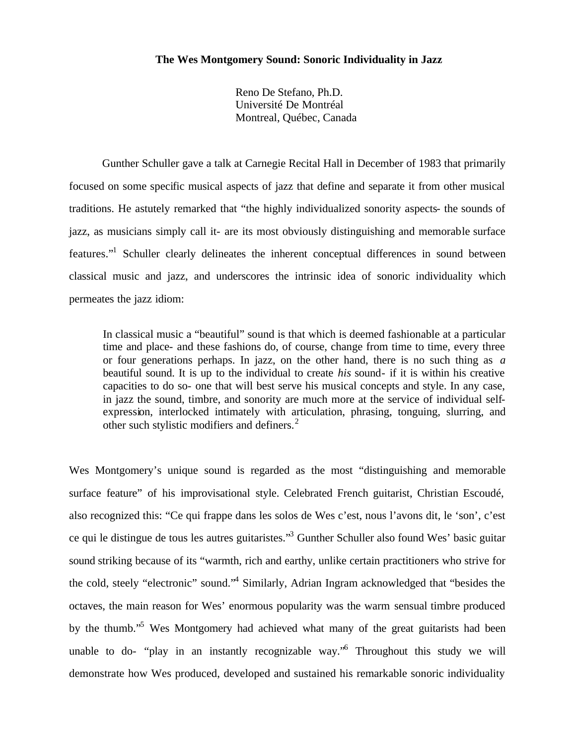# The Wes Montgomery Sound: Sonoric Individuality in Jazz

Reno De Stefano, Ph.D.
Université De Montréal
Montreal, Québec, Canada

Gunther Schuller gave a talk at Carnegie Recital Hall in December of 1983 that primarily focused on some specific musical aspects of jazz that define and separate it from other musical traditions. He astutely remarked that "the highly individualized sonority aspects- the sounds of jazz, as musicians simply call it- are its most obviously distinguishing and memorable surface features."[1] Schuller clearly delineates the inherent conceptual differences in sound between classical music and jazz, and underscores the intrinsic idea of sonoric individuality which permeates the jazz idiom:

> In classical music a "beautiful" sound is that which is deemed fashionable at a particular time and place- and these fashions do, of course, change from time to time, every three or four generations perhaps. In jazz, on the other hand, there is no such thing as *a* beautiful sound. It is up to the individual to create *his* sound- if it is within his creative capacities to do so- one that will best serve his musical concepts and style. In any case, in jazz the sound, timbre, and sonority are much more at the service of individual self-expression, interlocked intimately with articulation, phrasing, tonguing, slurring, and other such stylistic modifiers and definers.[2]

Wes Montgomery's unique sound is regarded as the most "distinguishing and memorable surface feature" of his improvisational style. Celebrated French guitarist, Christian Escoudé, also recognized this: "Ce qui frappe dans les solos de Wes c'est, nous l'avons dit, le 'son', c'est ce qui le distingue de tous les autres guitaristes."[3] Gunther Schuller also found Wes' basic guitar sound striking because of its "warmth, rich and earthy, unlike certain practitioners who strive for the cold, steely "electronic" sound."[4] Similarly, Adrian Ingram acknowledged that "besides the octaves, the main reason for Wes' enormous popularity was the warm sensual timbre produced by the thumb."[5] Wes Montgomery had achieved what many of the great guitarists had been unable to do- "play in an instantly recognizable way."[6] Throughout this study we will demonstrate how Wes produced, developed and sustained his remarkable sonoric individuality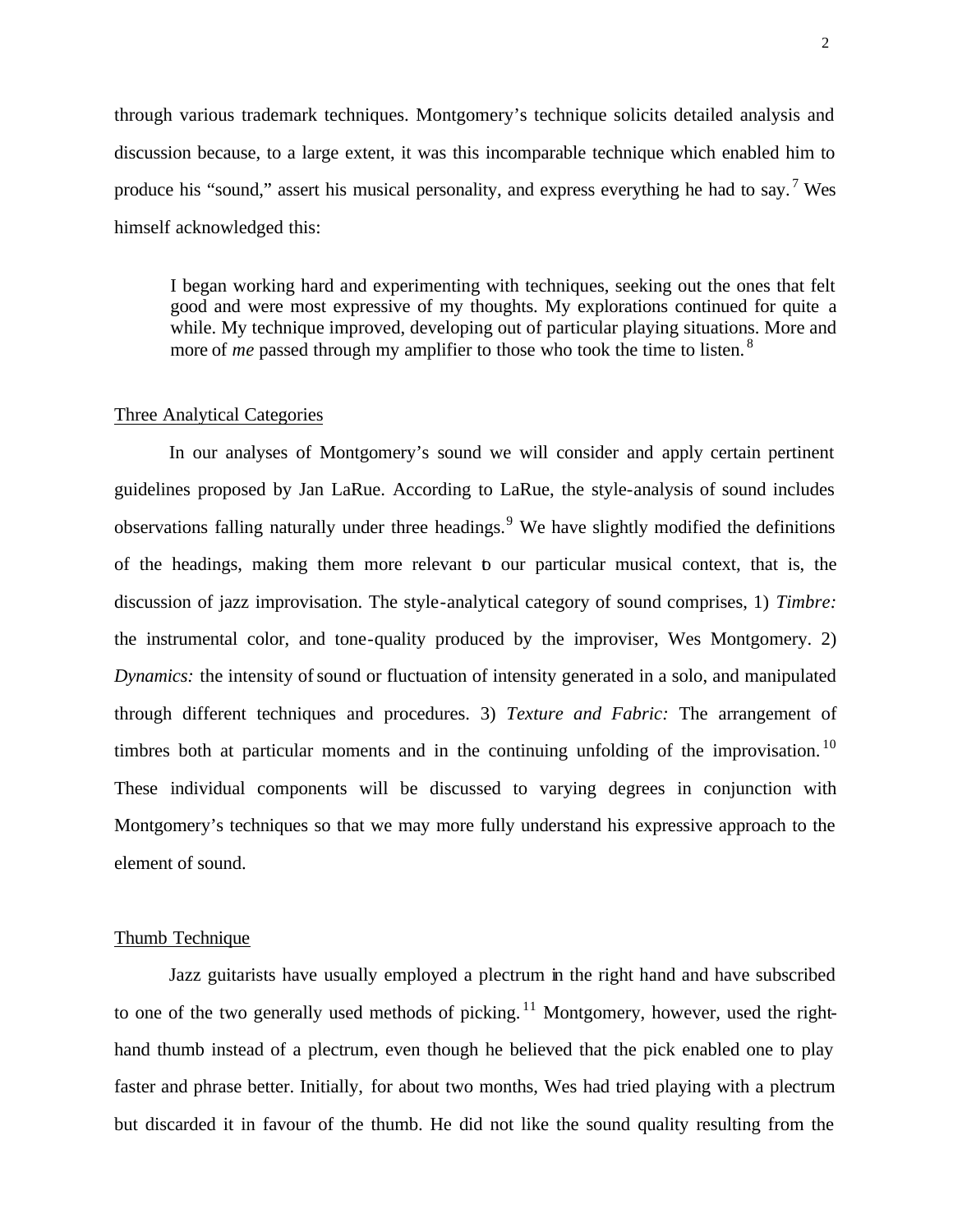through various trademark techniques. Montgomery's technique solicits detailed analysis and discussion because, to a large extent, it was this incomparable technique which enabled him to produce his "sound," assert his musical personality, and express everything he had to say.[7] Wes himself acknowledged this:

> I began working hard and experimenting with techniques, seeking out the ones that felt good and were most expressive of my thoughts. My explorations continued for quite a while. My technique improved, developing out of particular playing situations. More and more of *me* passed through my amplifier to those who took the time to listen.[8]

## Three Analytical Categories

In our analyses of Montgomery's sound we will consider and apply certain pertinent guidelines proposed by Jan LaRue. According to LaRue, the style-analysis of sound includes observations falling naturally under three headings.[9] We have slightly modified the definitions of the headings, making them more relevant to our particular musical context, that is, the discussion of jazz improvisation. The style-analytical category of sound comprises, 1) *Timbre:* the instrumental color, and tone-quality produced by the improviser, Wes Montgomery. 2) *Dynamics:* the intensity of sound or fluctuation of intensity generated in a solo, and manipulated through different techniques and procedures. 3) *Texture and Fabric:* The arrangement of timbres both at particular moments and in the continuing unfolding of the improvisation.[10] These individual components will be discussed to varying degrees in conjunction with Montgomery's techniques so that we may more fully understand his expressive approach to the element of sound.

## Thumb Technique

Jazz guitarists have usually employed a plectrum in the right hand and have subscribed to one of the two generally used methods of picking.[11] Montgomery, however, used the right-hand thumb instead of a plectrum, even though he believed that the pick enabled one to play faster and phrase better. Initially, for about two months, Wes had tried playing with a plectrum but discarded it in favour of the thumb. He did not like the sound quality resulting from the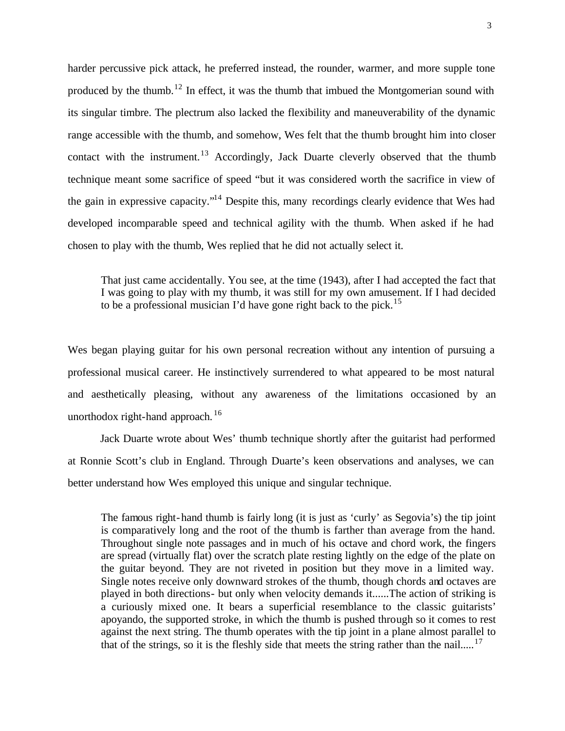harder percussive pick attack, he preferred instead, the rounder, warmer, and more supple tone produced by the thumb.[12] In effect, it was the thumb that imbued the Montgomerian sound with its singular timbre. The plectrum also lacked the flexibility and maneuverability of the dynamic range accessible with the thumb, and somehow, Wes felt that the thumb brought him into closer contact with the instrument.[13] Accordingly, Jack Duarte cleverly observed that the thumb technique meant some sacrifice of speed "but it was considered worth the sacrifice in view of the gain in expressive capacity."[14] Despite this, many recordings clearly evidence that Wes had developed incomparable speed and technical agility with the thumb. When asked if he had chosen to play with the thumb, Wes replied that he did not actually select it.

> That just came accidentally. You see, at the time (1943), after I had accepted the fact that I was going to play with my thumb, it was still for my own amusement. If I had decided to be a professional musician I'd have gone right back to the pick.[15]

Wes began playing guitar for his own personal recreation without any intention of pursuing a professional musical career. He instinctively surrendered to what appeared to be most natural and aesthetically pleasing, without any awareness of the limitations occasioned by an unorthodox right-hand approach.[16]

Jack Duarte wrote about Wes' thumb technique shortly after the guitarist had performed at Ronnie Scott's club in England. Through Duarte's keen observations and analyses, we can better understand how Wes employed this unique and singular technique.

> The famous right-hand thumb is fairly long (it is just as 'curly' as Segovia's) the tip joint is comparatively long and the root of the thumb is farther than average from the hand. Throughout single note passages and in much of his octave and chord work, the fingers are spread (virtually flat) over the scratch plate resting lightly on the edge of the plate on the guitar beyond. They are not riveted in position but they move in a limited way. Single notes receive only downward strokes of the thumb, though chords and octaves are played in both directions- but only when velocity demands it......The action of striking is a curiously mixed one. It bears a superficial resemblance to the classic guitarists' apoyando, the supported stroke, in which the thumb is pushed through so it comes to rest against the next string. The thumb operates with the tip joint in a plane almost parallel to that of the strings, so it is the fleshly side that meets the string rather than the nail.....[17]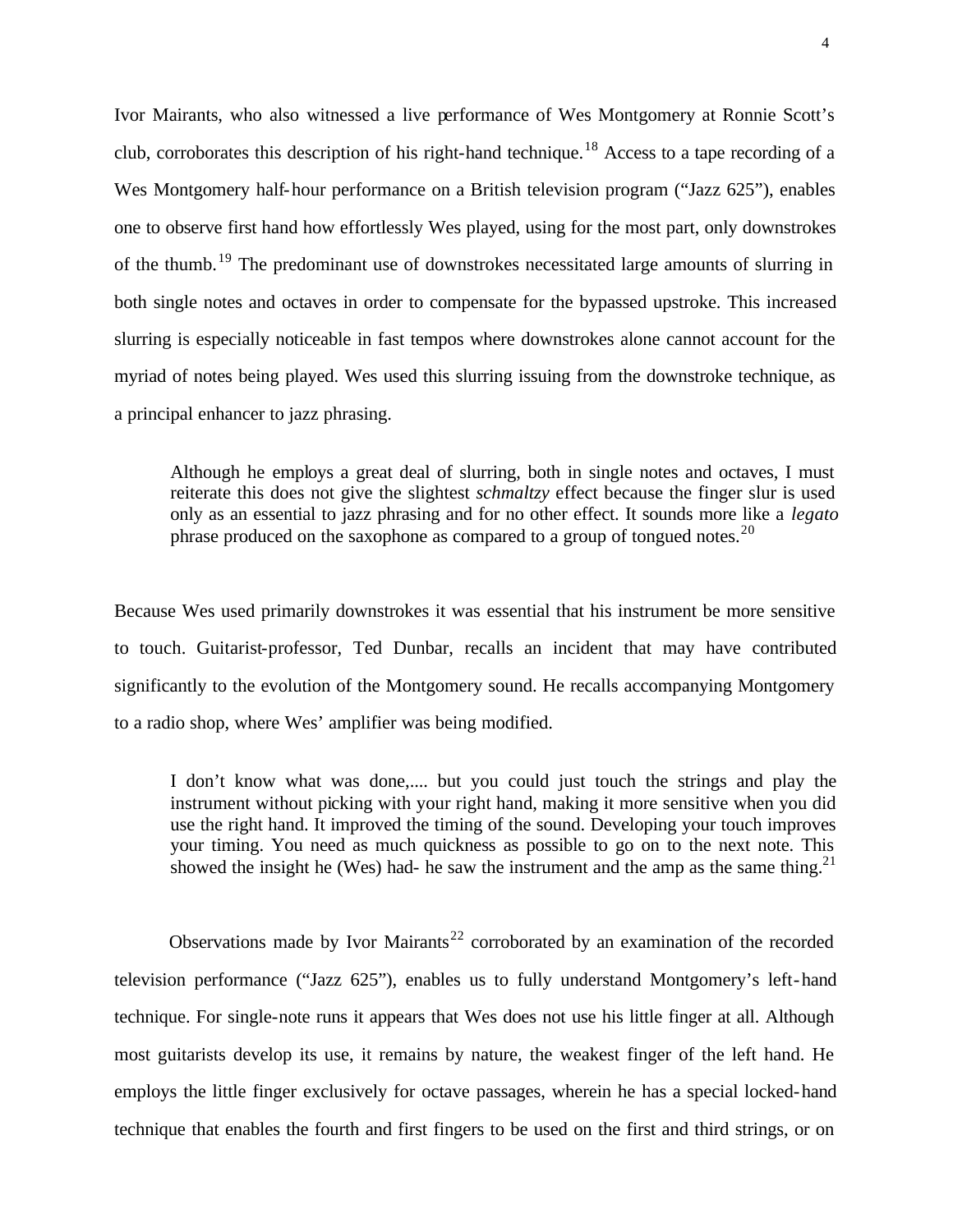Ivor Mairants, who also witnessed a live performance of Wes Montgomery at Ronnie Scott's club, corroborates this description of his right-hand technique.[18] Access to a tape recording of a Wes Montgomery half-hour performance on a British television program ("Jazz 625"), enables one to observe first hand how effortlessly Wes played, using for the most part, only downstrokes of the thumb.[19] The predominant use of downstrokes necessitated large amounts of slurring in both single notes and octaves in order to compensate for the bypassed upstroke. This increased slurring is especially noticeable in fast tempos where downstrokes alone cannot account for the myriad of notes being played. Wes used this slurring issuing from the downstroke technique, as a principal enhancer to jazz phrasing.

> Although he employs a great deal of slurring, both in single notes and octaves, I must reiterate this does not give the slightest *schmaltzy* effect because the finger slur is used only as an essential to jazz phrasing and for no other effect. It sounds more like a *legato* phrase produced on the saxophone as compared to a group of tongued notes.[20]

Because Wes used primarily downstrokes it was essential that his instrument be more sensitive to touch. Guitarist-professor, Ted Dunbar, recalls an incident that may have contributed significantly to the evolution of the Montgomery sound. He recalls accompanying Montgomery to a radio shop, where Wes' amplifier was being modified.

> I don't know what was done,.... but you could just touch the strings and play the instrument without picking with your right hand, making it more sensitive when you did use the right hand. It improved the timing of the sound. Developing your touch improves your timing. You need as much quickness as possible to go on to the next note. This showed the insight he (Wes) had- he saw the instrument and the amp as the same thing.[21]

Observations made by Ivor Mairants[22] corroborated by an examination of the recorded television performance ("Jazz 625"), enables us to fully understand Montgomery's left-hand technique. For single-note runs it appears that Wes does not use his little finger at all. Although most guitarists develop its use, it remains by nature, the weakest finger of the left hand. He employs the little finger exclusively for octave passages, wherein he has a special locked-hand technique that enables the fourth and first fingers to be used on the first and third strings, or on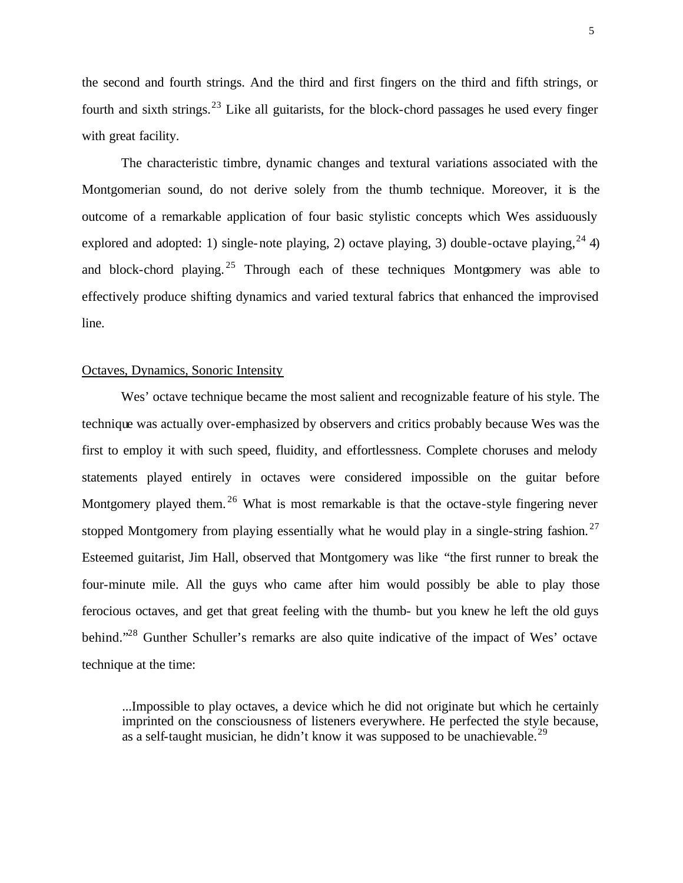the second and fourth strings. And the third and first fingers on the third and fifth strings, or fourth and sixth strings.[23] Like all guitarists, for the block-chord passages he used every finger with great facility.

The characteristic timbre, dynamic changes and textural variations associated with the Montgomerian sound, do not derive solely from the thumb technique. Moreover, it is the outcome of a remarkable application of four basic stylistic concepts which Wes assiduously explored and adopted: 1) single-note playing, 2) octave playing, 3) double-octave playing,[24] 4) and block-chord playing.[25] Through each of these techniques Montgomery was able to effectively produce shifting dynamics and varied textural fabrics that enhanced the improvised line.

## Octaves, Dynamics, Sonoric Intensity

Wes' octave technique became the most salient and recognizable feature of his style. The technique was actually over-emphasized by observers and critics probably because Wes was the first to employ it with such speed, fluidity, and effortlessness. Complete choruses and melody statements played entirely in octaves were considered impossible on the guitar before Montgomery played them.[26] What is most remarkable is that the octave-style fingering never stopped Montgomery from playing essentially what he would play in a single-string fashion.[27] Esteemed guitarist, Jim Hall, observed that Montgomery was like "the first runner to break the four-minute mile. All the guys who came after him would possibly be able to play those ferocious octaves, and get that great feeling with the thumb- but you knew he left the old guys behind."[28] Gunther Schuller's remarks are also quite indicative of the impact of Wes' octave technique at the time:

> ...Impossible to play octaves, a device which he did not originate but which he certainly imprinted on the consciousness of listeners everywhere. He perfected the style because, as a self-taught musician, he didn't know it was supposed to be unachievable.[29]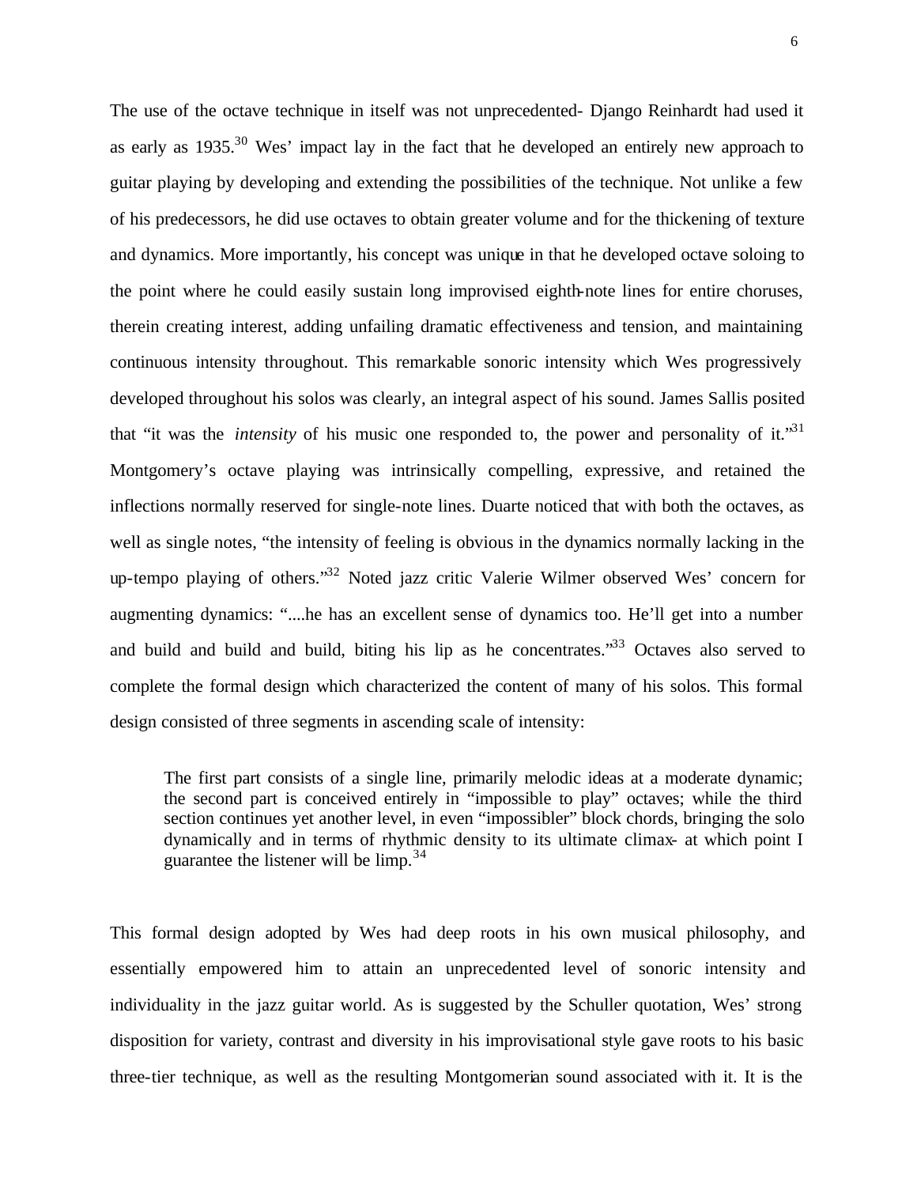The use of the octave technique in itself was not unprecedented- Django Reinhardt had used it as early as 1935.[30] Wes' impact lay in the fact that he developed an entirely new approach to guitar playing by developing and extending the possibilities of the technique. Not unlike a few of his predecessors, he did use octaves to obtain greater volume and for the thickening of texture and dynamics. More importantly, his concept was unique in that he developed octave soloing to the point where he could easily sustain long improvised eighth-note lines for entire choruses, therein creating interest, adding unfailing dramatic effectiveness and tension, and maintaining continuous intensity throughout. This remarkable sonoric intensity which Wes progressively developed throughout his solos was clearly, an integral aspect of his sound. James Sallis posited that "it was the *intensity* of his music one responded to, the power and personality of it."[31] Montgomery's octave playing was intrinsically compelling, expressive, and retained the inflections normally reserved for single-note lines. Duarte noticed that with both the octaves, as well as single notes, "the intensity of feeling is obvious in the dynamics normally lacking in the up-tempo playing of others."[32] Noted jazz critic Valerie Wilmer observed Wes' concern for augmenting dynamics: "....he has an excellent sense of dynamics too. He'll get into a number and build and build and build, biting his lip as he concentrates."[33] Octaves also served to complete the formal design which characterized the content of many of his solos. This formal design consisted of three segments in ascending scale of intensity:

> The first part consists of a single line, primarily melodic ideas at a moderate dynamic; the second part is conceived entirely in "impossible to play" octaves; while the third section continues yet another level, in even "impossibler" block chords, bringing the solo dynamically and in terms of rhythmic density to its ultimate climax- at which point I guarantee the listener will be limp.[34]

This formal design adopted by Wes had deep roots in his own musical philosophy, and essentially empowered him to attain an unprecedented level of sonoric intensity and individuality in the jazz guitar world. As is suggested by the Schuller quotation, Wes' strong disposition for variety, contrast and diversity in his improvisational style gave roots to his basic three-tier technique, as well as the resulting Montgomerian sound associated with it. It is the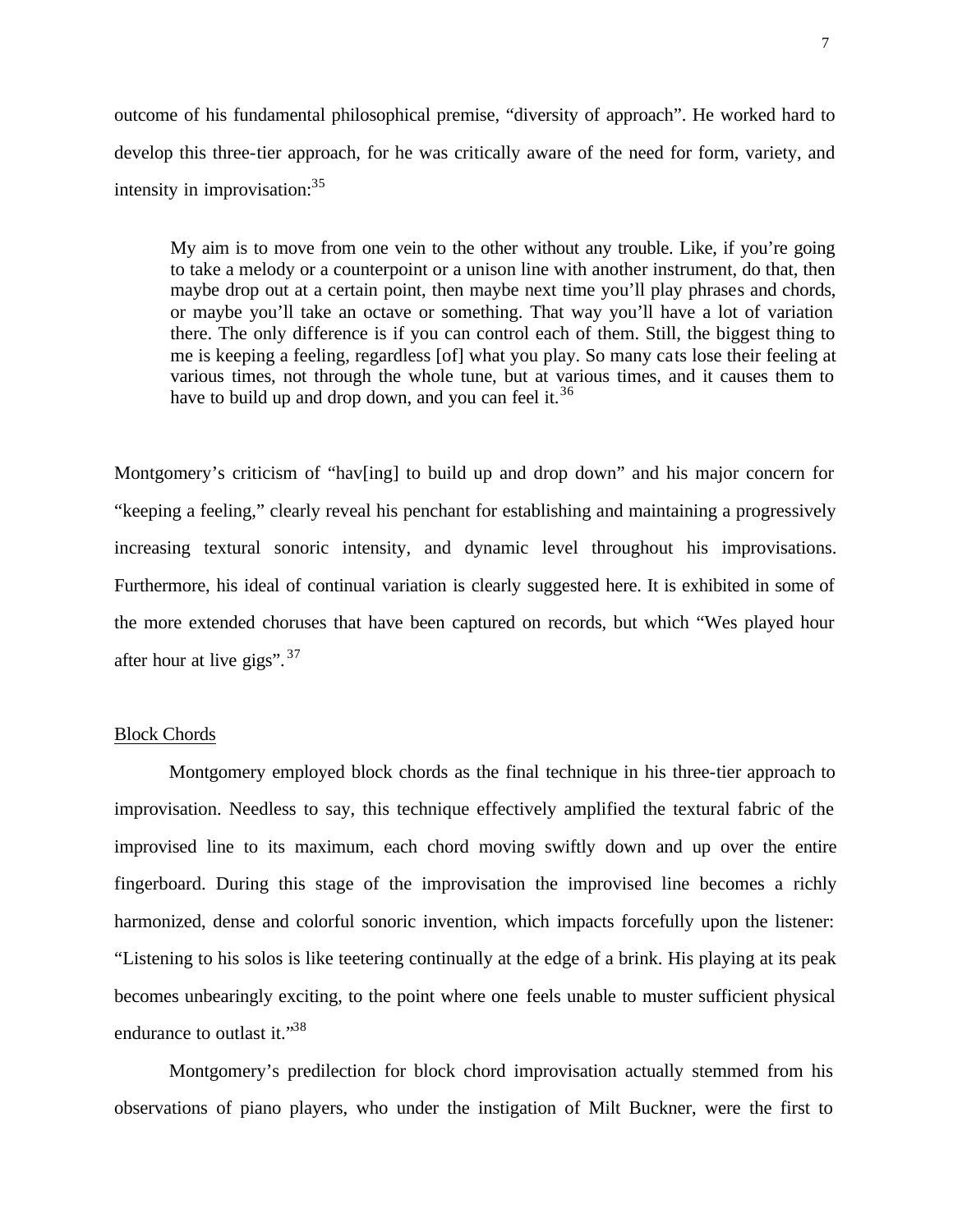outcome of his fundamental philosophical premise, "diversity of approach". He worked hard to develop this three-tier approach, for he was critically aware of the need for form, variety, and intensity in improvisation:[35]

> My aim is to move from one vein to the other without any trouble. Like, if you're going to take a melody or a counterpoint or a unison line with another instrument, do that, then maybe drop out at a certain point, then maybe next time you'll play phrases and chords, or maybe you'll take an octave or something. That way you'll have a lot of variation there. The only difference is if you can control each of them. Still, the biggest thing to me is keeping a feeling, regardless [of] what you play. So many cats lose their feeling at various times, not through the whole tune, but at various times, and it causes them to have to build up and drop down, and you can feel it.[36]

Montgomery's criticism of "hav[ing] to build up and drop down" and his major concern for "keeping a feeling," clearly reveal his penchant for establishing and maintaining a progressively increasing textural sonoric intensity, and dynamic level throughout his improvisations. Furthermore, his ideal of continual variation is clearly suggested here. It is exhibited in some of the more extended choruses that have been captured on records, but which "Wes played hour after hour at live gigs".[37]

Block Chords

Montgomery employed block chords as the final technique in his three-tier approach to improvisation. Needless to say, this technique effectively amplified the textural fabric of the improvised line to its maximum, each chord moving swiftly down and up over the entire fingerboard. During this stage of the improvisation the improvised line becomes a richly harmonized, dense and colorful sonoric invention, which impacts forcefully upon the listener: "Listening to his solos is like teetering continually at the edge of a brink. His playing at its peak becomes unbearingly exciting, to the point where one feels unable to muster sufficient physical endurance to outlast it."[38]

Montgomery's predilection for block chord improvisation actually stemmed from his observations of piano players, who under the instigation of Milt Buckner, were the first to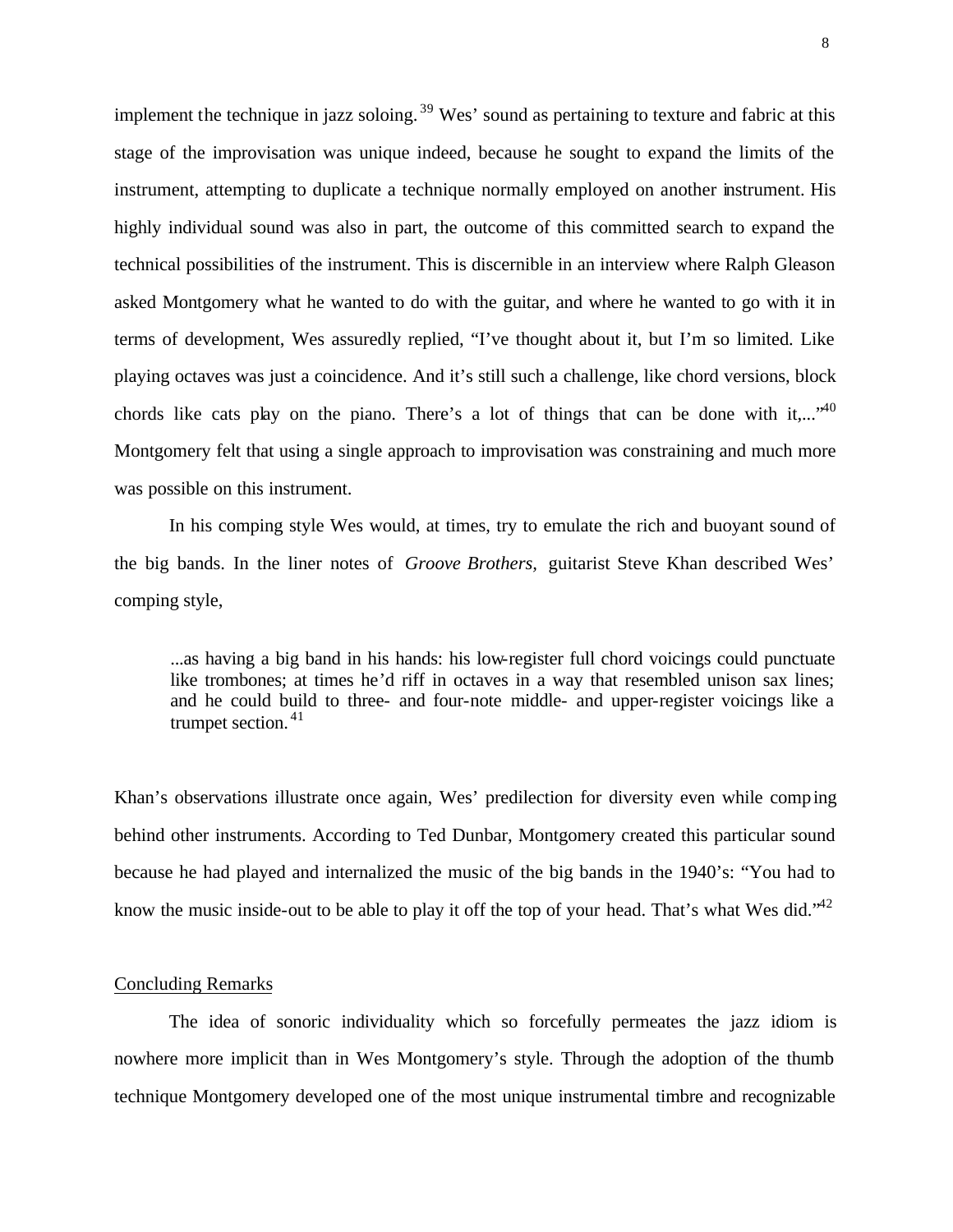implement the technique in jazz soloing.[39] Wes' sound as pertaining to texture and fabric at this stage of the improvisation was unique indeed, because he sought to expand the limits of the instrument, attempting to duplicate a technique normally employed on another instrument. His highly individual sound was also in part, the outcome of this committed search to expand the technical possibilities of the instrument. This is discernible in an interview where Ralph Gleason asked Montgomery what he wanted to do with the guitar, and where he wanted to go with it in terms of development, Wes assuredly replied, "I've thought about it, but I'm so limited. Like playing octaves was just a coincidence. And it's still such a challenge, like chord versions, block chords like cats play on the piano. There's a lot of things that can be done with it,..."[40] Montgomery felt that using a single approach to improvisation was constraining and much more was possible on this instrument.

In his comping style Wes would, at times, try to emulate the rich and buoyant sound of the big bands. In the liner notes of *Groove Brothers*, guitarist Steve Khan described Wes' comping style,

> ...as having a big band in his hands: his low-register full chord voicings could punctuate like trombones; at times he'd riff in octaves in a way that resembled unison sax lines; and he could build to three- and four-note middle- and upper-register voicings like a trumpet section.[41]

Khan's observations illustrate once again, Wes' predilection for diversity even while comping behind other instruments. According to Ted Dunbar, Montgomery created this particular sound because he had played and internalized the music of the big bands in the 1940's: "You had to know the music inside-out to be able to play it off the top of your head. That's what Wes did."[42]

## Concluding Remarks

The idea of sonoric individuality which so forcefully permeates the jazz idiom is nowhere more implicit than in Wes Montgomery's style. Through the adoption of the thumb technique Montgomery developed one of the most unique instrumental timbre and recognizable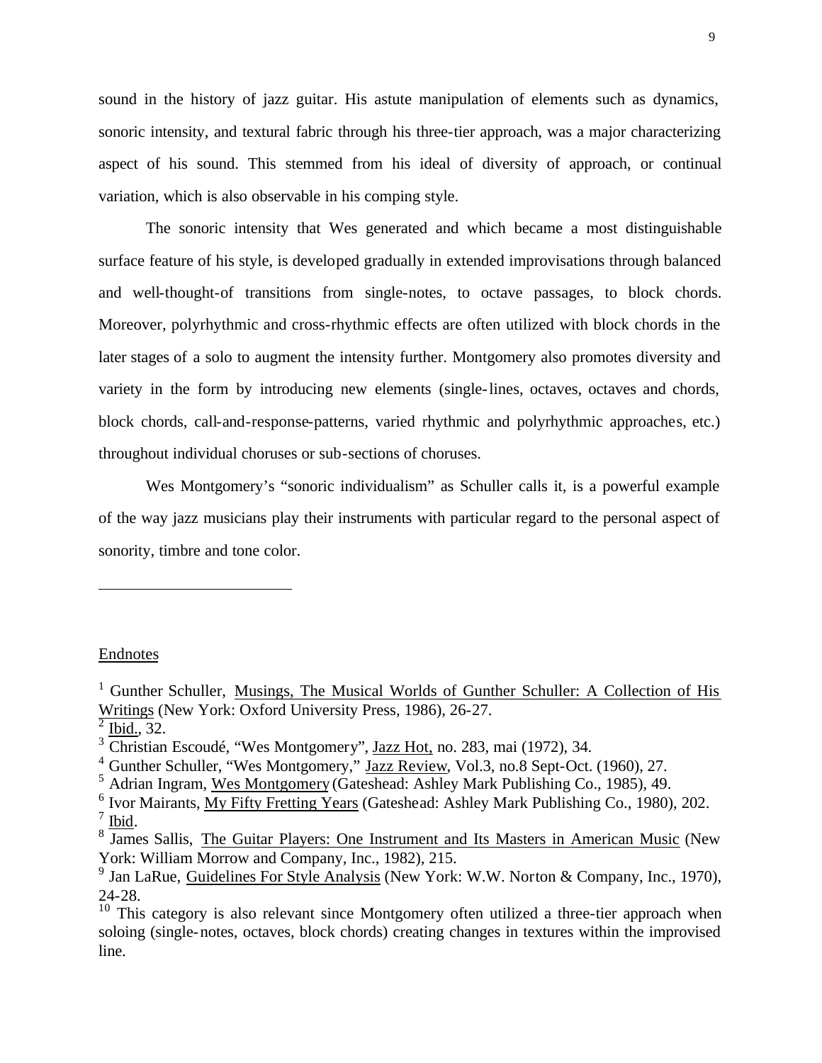sound in the history of jazz guitar. His astute manipulation of elements such as dynamics, sonoric intensity, and textural fabric through his three-tier approach, was a major characterizing aspect of his sound. This stemmed from his ideal of diversity of approach, or continual variation, which is also observable in his comping style.

The sonoric intensity that Wes generated and which became a most distinguishable surface feature of his style, is developed gradually in extended improvisations through balanced and well-thought-of transitions from single-notes, to octave passages, to block chords. Moreover, polyrhythmic and cross-rhythmic effects are often utilized with block chords in the later stages of a solo to augment the intensity further. Montgomery also promotes diversity and variety in the form by introducing new elements (single-lines, octaves, octaves and chords, block chords, call-and-response-patterns, varied rhythmic and polyrhythmic approaches, etc.) throughout individual choruses or sub-sections of choruses.

Wes Montgomery's "sonoric individualism" as Schuller calls it, is a powerful example of the way jazz musicians play their instruments with particular regard to the personal aspect of sonority, timbre and tone color.

---

## Endnotes

[1] Gunther Schuller, Musings, The Musical Worlds of Gunther Schuller: A Collection of His Writings (New York: Oxford University Press, 1986), 26-27.
[2] Ibid., 32.
[3] Christian Escoudé, "Wes Montgomery", Jazz Hot, no. 283, mai (1972), 34.
[4] Gunther Schuller, "Wes Montgomery," Jazz Review, Vol.3, no.8 Sept-Oct. (1960), 27.
[5] Adrian Ingram, Wes Montgomery (Gateshead: Ashley Mark Publishing Co., 1985), 49.
[6] Ivor Mairants, My Fifty Fretting Years (Gateshead: Ashley Mark Publishing Co., 1980), 202.
[7] Ibid.
[8] James Sallis, The Guitar Players: One Instrument and Its Masters in American Music (New York: William Morrow and Company, Inc., 1982), 215.
[9] Jan LaRue, Guidelines For Style Analysis (New York: W.W. Norton & Company, Inc., 1970), 24-28.
[10] This category is also relevant since Montgomery often utilized a three-tier approach when soloing (single-notes, octaves, block chords) creating changes in textures within the improvised line.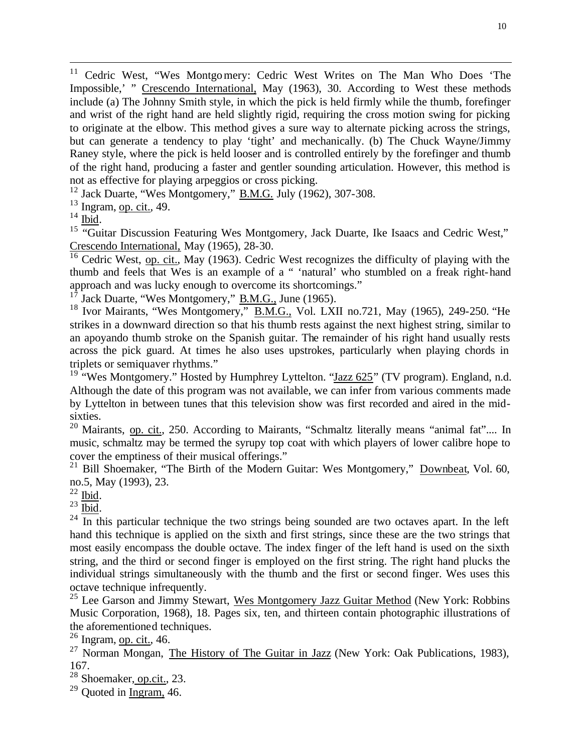[11] Cedric West, "Wes Montgomery: Cedric West Writes on The Man Who Does 'The Impossible,' " Crescendo International, May (1963), 30. According to West these methods include (a) The Johnny Smith style, in which the pick is held firmly while the thumb, forefinger and wrist of the right hand are held slightly rigid, requiring the cross motion swing for picking to originate at the elbow. This method gives a sure way to alternate picking across the strings, but can generate a tendency to play 'tight' and mechanically. (b) The Chuck Wayne/Jimmy Raney style, where the pick is held looser and is controlled entirely by the forefinger and thumb of the right hand, producing a faster and gentler sounding articulation. However, this method is not as effective for playing arpeggios or cross picking.

[12] Jack Duarte, "Wes Montgomery," B.M.G. July (1962), 307-308.

[13] Ingram, op. cit., 49.

[14] Ibid.

[15] "Guitar Discussion Featuring Wes Montgomery, Jack Duarte, Ike Isaacs and Cedric West," Crescendo International, May (1965), 28-30.

[16] Cedric West, op. cit., May (1963). Cedric West recognizes the difficulty of playing with the thumb and feels that Wes is an example of a " 'natural' who stumbled on a freak right-hand approach and was lucky enough to overcome its shortcomings."

[17] Jack Duarte, "Wes Montgomery," B.M.G., June (1965).

[18] Ivor Mairants, "Wes Montgomery," B.M.G., Vol. LXII no.721, May (1965), 249-250. "He strikes in a downward direction so that his thumb rests against the next highest string, similar to an apoyando thumb stroke on the Spanish guitar. The remainder of his right hand usually rests across the pick guard. At times he also uses upstrokes, particularly when playing chords in triplets or semiquaver rhythms."

[19] "Wes Montgomery." Hosted by Humphrey Lyttelton. "Jazz 625" (TV program). England, n.d. Although the date of this program was not available, we can infer from various comments made by Lyttelton in between tunes that this television show was first recorded and aired in the mid-sixties.

[20] Mairants, op. cit., 250. According to Mairants, "Schmaltz literally means "animal fat".... In music, schmaltz may be termed the syrupy top coat with which players of lower calibre hope to cover the emptiness of their musical offerings."

[21] Bill Shoemaker, "The Birth of the Modern Guitar: Wes Montgomery," Downbeat, Vol. 60, no.5, May (1993), 23.

[22] Ibid.

[23] Ibid.

[24] In this particular technique the two strings being sounded are two octaves apart. In the left hand this technique is applied on the sixth and first strings, since these are the two strings that most easily encompass the double octave. The index finger of the left hand is used on the sixth string, and the third or second finger is employed on the first string. The right hand plucks the individual strings simultaneously with the thumb and the first or second finger. Wes uses this octave technique infrequently.

[25] Lee Garson and Jimmy Stewart, Wes Montgomery Jazz Guitar Method (New York: Robbins Music Corporation, 1968), 18. Pages six, ten, and thirteen contain photographic illustrations of the aforementioned techniques.

[26] Ingram, op. cit., 46.

[27] Norman Mongan, The History of The Guitar in Jazz (New York: Oak Publications, 1983), 167.

[28] Shoemaker, op.cit., 23.

[29] Quoted in Ingram, 46.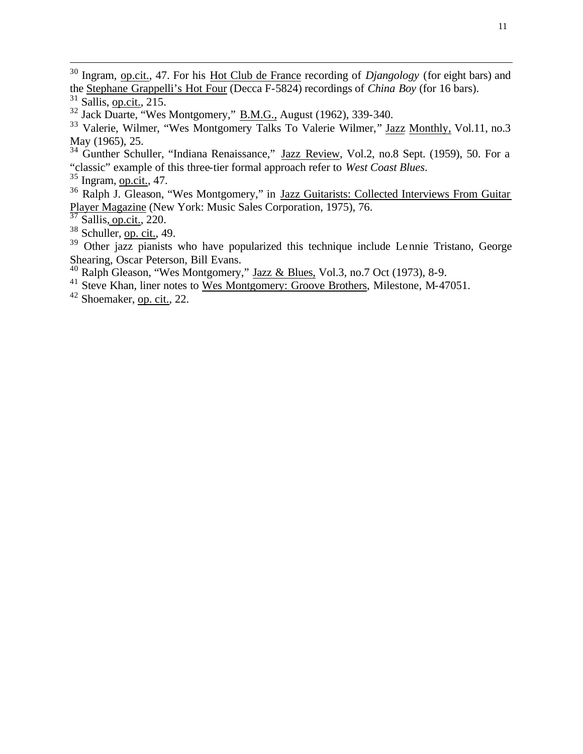[30] Ingram, op.cit., 47. For his Hot Club de France recording of *Djangology* (for eight bars) and the Stephane Grappelli's Hot Four (Decca F-5824) recordings of *China Boy* (for 16 bars).

[31] Sallis, op.cit., 215.

[32] Jack Duarte, "Wes Montgomery," B.M.G., August (1962), 339-340.

[33] Valerie, Wilmer, "Wes Montgomery Talks To Valerie Wilmer," Jazz Monthly, Vol.11, no.3 May (1965), 25.

[34] Gunther Schuller, "Indiana Renaissance," Jazz Review, Vol.2, no.8 Sept. (1959), 50. For a "classic" example of this three-tier formal approach refer to *West Coast Blues*.

[35] Ingram, op.cit., 47.

[36] Ralph J. Gleason, "Wes Montgomery," in Jazz Guitarists: Collected Interviews From Guitar Player Magazine (New York: Music Sales Corporation, 1975), 76.

[37] Sallis, op.cit., 220.

[38] Schuller, op. cit., 49.

[39] Other jazz pianists who have popularized this technique include Lennie Tristano, George Shearing, Oscar Peterson, Bill Evans.

[40] Ralph Gleason, "Wes Montgomery," Jazz & Blues, Vol.3, no.7 Oct (1973), 8-9.

[41] Steve Khan, liner notes to Wes Montgomery: Groove Brothers, Milestone, M-47051.

[42] Shoemaker, op. cit., 22.